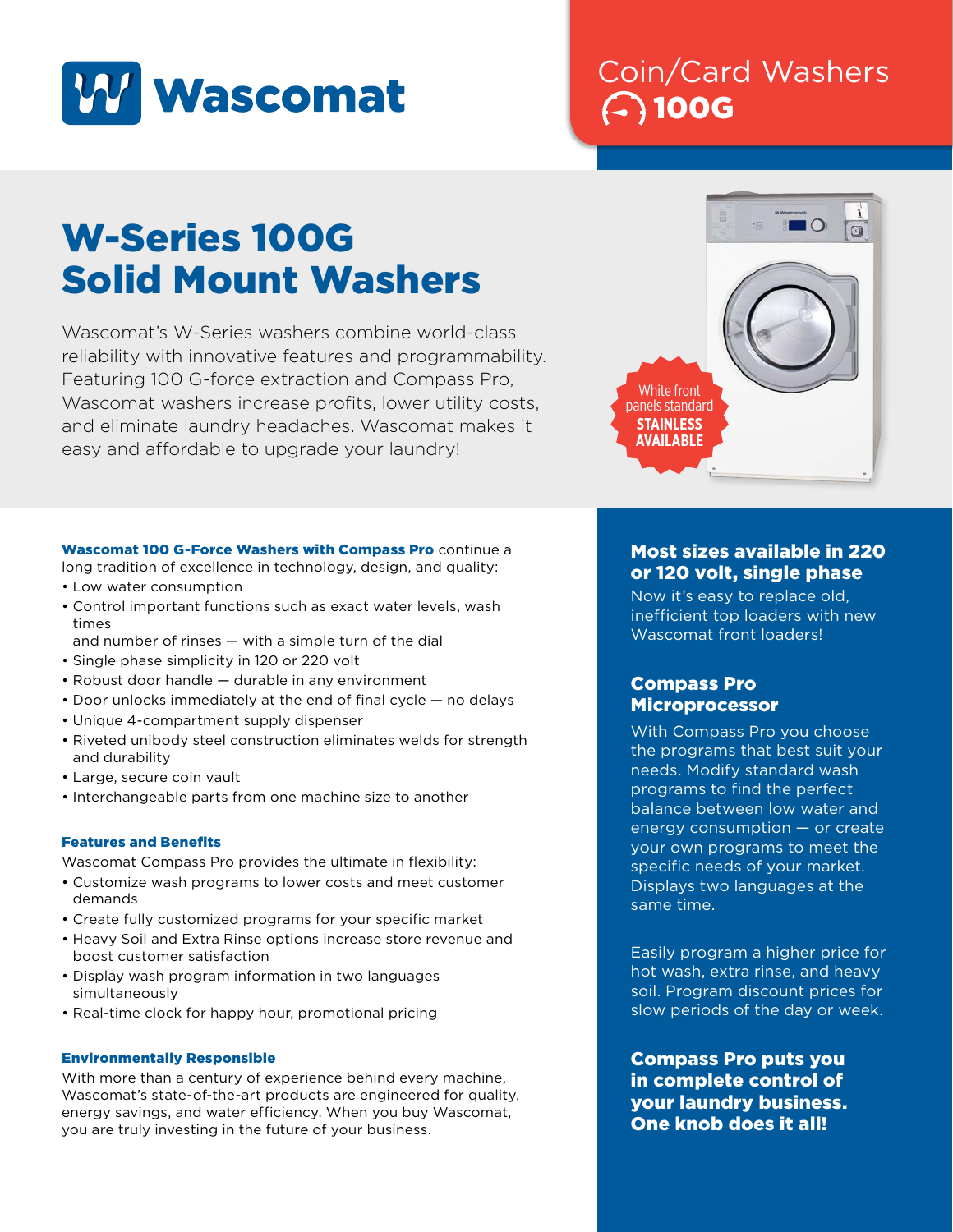# Wascomat

## Coin/Card Washers 100G

# W-Series 100G Solid Mount Washers

Wascomat's W-Series washers combine world-class reliability with innovative features and programmability. Featuring 100 G-force extraction and Compass Pro, Wascomat washers increase profits, lower utility costs, and eliminate laundry headaches. Wascomat makes it easy and affordable to upgrade your laundry!

White front panels standard **STAINLESS AVAILABLE**

**Wascomat 100 G-Force Washers with Compass Pro** continue a long tradition of excellence in technology, design, and quality:

- Low water consumption
- Control important functions such as exact water levels, wash times and number of rinses — with a simple turn of the dial
- Single phase simplicity in 120 or 220 volt
- Robust door handle — durable in any environment
- Door unlocks immediately at the end of final cycle — no delays
- Unique 4-compartment supply dispenser
- Riveted unibody steel construction eliminates welds for strength and durability
- Large, secure coin vault
- Interchangeable parts from one machine size to another

### Features and Benefits

Wascomat Compass Pro provides the ultimate in flexibility:

- Customize wash programs to lower costs and meet customer demands
- Create fully customized programs for your specific market
- Heavy Soil and Extra Rinse options increase store revenue and boost customer satisfaction
- Display wash program information in two languages simultaneously
- Real-time clock for happy hour, promotional pricing

### Environmentally Responsible

With more than a century of experience behind every machine, Wascomat's state-of-the-art products are engineered for quality, energy savings, and water efficiency. When you buy Wascomat, you are truly investing in the future of your business.

### Most sizes available in 220 or 120 volt, single phase

Now it's easy to replace old, inefficient top loaders with new Wascomat front loaders!

### Compass Pro Microprocessor

With Compass Pro you choose the programs that best suit your needs. Modify standard wash programs to find the perfect balance between low water and energy consumption — or create your own programs to meet the specific needs of your market. Displays two languages at the same time.

Easily program a higher price for hot wash, extra rinse, and heavy soil. Program discount prices for slow periods of the day or week.

**Compass Pro puts you in complete control of your laundry business. One knob does it all!**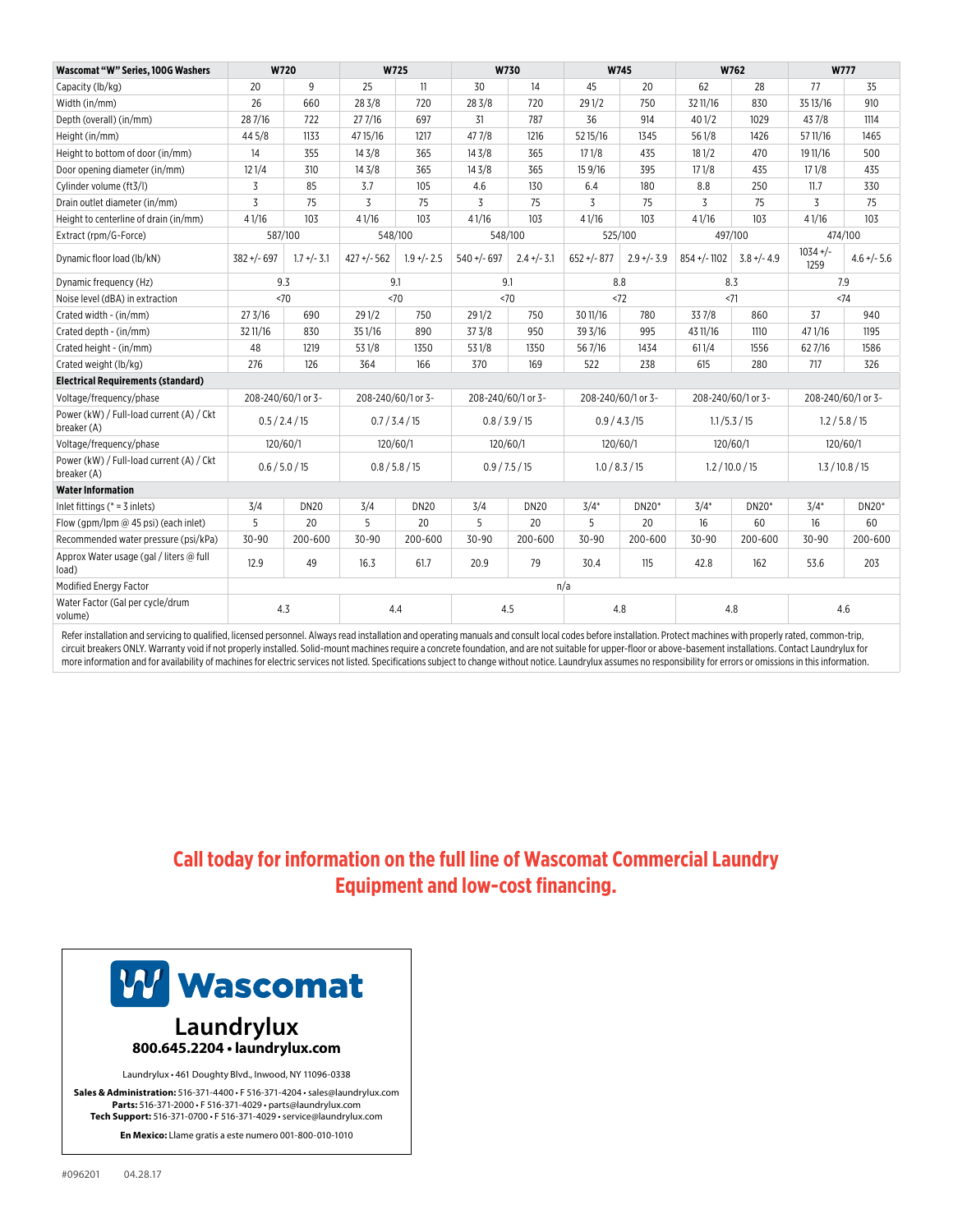| Wascomat "W" Series, 100G Washers | W720 | | W725 | | W730 | | W745 | | W762 | | W777 | |
|---|---|---|---|---|---|---|---|---|---|---|---|---|
| Capacity (lb/kg) | 20 | 9 | 25 | 11 | 30 | 14 | 45 | 20 | 62 | 28 | 77 | 35 |
| Width (in/mm) | 26 | 660 | 28 3/8 | 720 | 28 3/8 | 720 | 29 1/2 | 750 | 32 11/16 | 830 | 35 13/16 | 910 |
| Depth (overall) (in/mm) | 28 7/16 | 722 | 27 7/16 | 697 | 31 | 787 | 36 | 914 | 40 1/2 | 1029 | 43 7/8 | 1114 |
| Height (in/mm) | 44 5/8 | 1133 | 47 15/16 | 1217 | 47 7/8 | 1216 | 52 15/16 | 1345 | 56 1/8 | 1426 | 57 11/16 | 1465 |
| Height to bottom of door (in/mm) | 14 | 355 | 14 3/8 | 365 | 14 3/8 | 365 | 17 1/8 | 435 | 18 1/2 | 470 | 19 11/16 | 500 |
| Door opening diameter (in/mm) | 12 1/4 | 310 | 14 3/8 | 365 | 14 3/8 | 365 | 15 9/16 | 395 | 17 1/8 | 435 | 17 1/8 | 435 |
| Cylinder volume (ft3/l) | 3 | 85 | 3.7 | 105 | 4.6 | 130 | 6.4 | 180 | 8.8 | 250 | 11.7 | 330 |
| Drain outlet diameter (in/mm) | 3 | 75 | 3 | 75 | 3 | 75 | 3 | 75 | 3 | 75 | 3 | 75 |
| Height to centerline of drain (in/mm) | 4 1/16 | 103 | 4 1/16 | 103 | 4 1/16 | 103 | 4 1/16 | 103 | 4 1/16 | 103 | 4 1/16 | 103 |
| Extract (rpm/G-Force) | 587/100 | | 548/100 | | 548/100 | | 525/100 | | 497/100 | | 474/100 | |
| Dynamic floor load (lb/kN) | 382 +/- 697 | 1.7 +/- 3.1 | 427 +/- 562 | 1.9 +/- 2.5 | 540 +/- 697 | 2.4 +/- 3.1 | 652 +/- 877 | 2.9 +/- 3.9 | 854 +/- 1102 | 3.8 +/- 4.9 | 1034 +/- 1259 | 4.6 +/- 5.6 |
| Dynamic frequency (Hz) | 9.3 | | 9.1 | | 9.1 | | 8.8 | | 8.3 | | 7.9 | |
| Noise level (dBA) in extraction | <70 | | <70 | | <70 | | <72 | | <71 | | <74 | |
| Crated width - (in/mm) | 27 3/16 | 690 | 29 1/2 | 750 | 29 1/2 | 750 | 30 11/16 | 780 | 33 7/8 | 860 | 37 | 940 |
| Crated depth - (in/mm) | 32 11/16 | 830 | 35 1/16 | 890 | 37 3/8 | 950 | 39 3/16 | 995 | 43 11/16 | 1110 | 47 1/16 | 1195 |
| Crated height - (in/mm) | 48 | 1219 | 53 1/8 | 1350 | 53 1/8 | 1350 | 56 7/16 | 1434 | 61 1/4 | 1556 | 62 7/16 | 1586 |
| Crated weight (lb/kg) | 276 | 126 | 364 | 166 | 370 | 169 | 522 | 238 | 615 | 280 | 717 | 326 |
| **Electrical Requirements (standard)** | | | | | | | | | | | | |
| Voltage/frequency/phase | 208-240/60/1 or 3~ | | 208-240/60/1 or 3~ | | 208-240/60/1 or 3~ | | 208-240/60/1 or 3~ | | 208-240/60/1 or 3~ | | 208-240/60/1 or 3~ | |
| Power (kW) / Full-load current (A) / Ckt breaker (A) | 0.5 / 2.4 / 15 | | 0.7 / 3.4 / 15 | | 0.8 / 3.9 / 15 | | 0.9 / 4.3 /15 | | 1.1 /5.3 / 15 | | 1.2 / 5.8 / 15 | |
| Voltage/frequency/phase | 120/60/1 | | 120/60/1 | | 120/60/1 | | 120/60/1 | | 120/60/1 | | 120/60/1 | |
| Power (kW) / Full-load current (A) / Ckt breaker (A) | 0.6 / 5.0 / 15 | | 0.8 / 5.8 / 15 | | 0.9 / 7.5 / 15 | | 1.0 / 8.3 / 15 | | 1.2 / 10.0 / 15 | | 1.3 / 10.8 / 15 | |
| **Water Information** | | | | | | | | | | | | |
| Inlet fittings (* = 3 inlets) | 3/4 | DN20 | 3/4 | DN20 | 3/4 | DN20 | 3/4* | DN20* | 3/4* | DN20* | 3/4* | DN20* |
| Flow (gpm/lpm @ 45 psi) (each inlet) | 5 | 20 | 5 | 20 | 5 | 20 | 5 | 20 | 16 | 60 | 16 | 60 |
| Recommended water pressure (psi/kPa) | 30-90 | 200-600 | 30-90 | 200-600 | 30-90 | 200-600 | 30-90 | 200-600 | 30-90 | 200-600 | 30-90 | 200-600 |
| Approx Water usage (gal / liters @ full load) | 12.9 | 49 | 16.3 | 61.7 | 20.9 | 79 | 30.4 | 115 | 42.8 | 162 | 53.6 | 203 |
| Modified Energy Factor | n/a | | | | | | | | | | | |
| Water Factor (Gal per cycle/drum volume) | 4.3 | | 4.4 | | 4.5 | | 4.8 | | 4.8 | | 4.6 | |

Refer installation and servicing to qualified, licensed personnel. Always read installation and operating manuals and consult local codes before installation. Protect machines with properly rated, common-trip, circuit breakers ONLY. Warranty void if not properly installed. Solid-mount machines require a concrete foundation, and are not suitable for upper-floor or above-basement installations. Contact Laundrylux for more information and for availability of machines for electric services not listed. Specifications subject to change without notice. Laundrylux assumes no responsibility for errors or omissions in this information.

**Call today for information on the full line of Wascomat Commercial Laundry Equipment and low-cost financing.**

**Wascomat**

**Laundrylux**

**800.645.2204 • laundrylux.com**

Laundrylux • 461 Doughty Blvd., Inwood, NY 11096-0338

**Sales & Administration:** 516-371-4400 • F 516-371-4204 • sales@laundrylux.com
**Parts:** 516-371-2000 • F 516-371-4029 • parts@laundrylux.com
**Tech Support:** 516-371-0700 • F 516-371-4029 • service@laundrylux.com

**En Mexico:** Llame gratis a este numero 001-800-010-1010

#096201 04.28.17